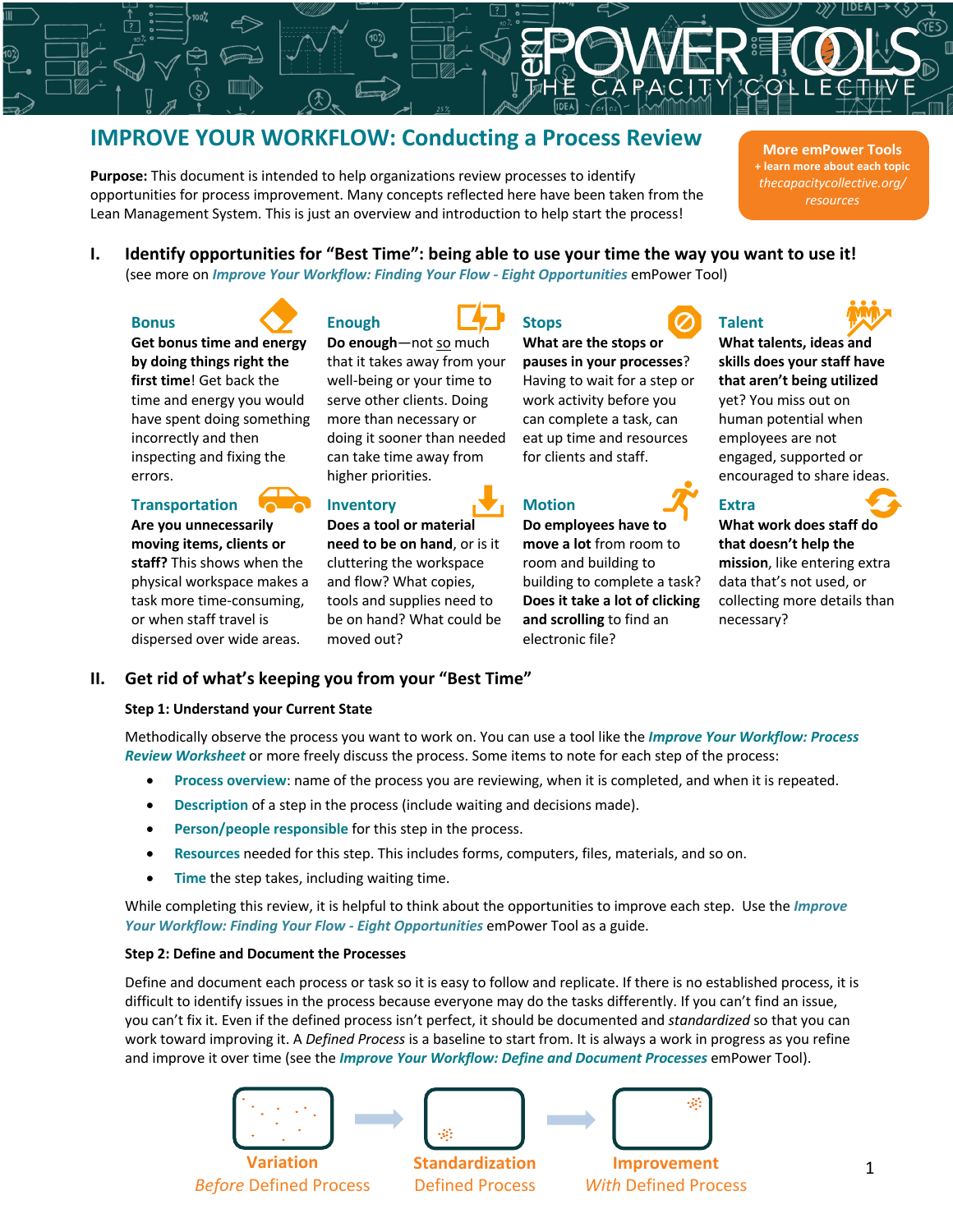# IMPROVE YOUR WORKFLOW: Conducting a Process Review

**More emPower Tools**
**+ learn more about each topic**
*thecapacitycollective.org/resources*

**Purpose:** This document is intended to help organizations review processes to identify opportunities for process improvement. Many concepts reflected here have been taken from the Lean Management System. This is just an overview and introduction to help start the process!

## I. Identify opportunities for "Best Time": being able to use your time the way you want to use it!

(see more on ***Improve Your Workflow: Finding Your Flow - Eight Opportunities*** emPower Tool)

### Bonus

**Get bonus time and energy by doing things right the first time**! Get back the time and energy you would have spent doing something incorrectly and then inspecting and fixing the errors.

### Enough

**Do enough**—not so much that it takes away from your well-being or your time to serve other clients. Doing more than necessary or doing it sooner than needed can take time away from higher priorities.

### Stops

**What are the stops or pauses in your processes**? Having to wait for a step or work activity before you can complete a task, can eat up time and resources for clients and staff.

### Talent

**What talents, ideas and skills does your staff have that aren't being utilized** yet? You miss out on human potential when employees are not engaged, supported or encouraged to share ideas.

### Transportation

**Are you unnecessarily moving items, clients or staff?** This shows when the physical workspace makes a task more time-consuming, or when staff travel is dispersed over wide areas.

### Inventory

**Does a tool or material need to be on hand**, or is it cluttering the workspace and flow? What copies, tools and supplies need to be on hand? What could be moved out?

### Motion

**Do employees have to move a lot** from room to room and building to building to complete a task? **Does it take a lot of clicking and scrolling** to find an electronic file?

### Extra

**What work does staff do that doesn't help the mission**, like entering extra data that's not used, or collecting more details than necessary?

## II. Get rid of what's keeping you from your "Best Time"

### Step 1: Understand your Current State

Methodically observe the process you want to work on. You can use a tool like the ***Improve Your Workflow: Process Review Worksheet*** or more freely discuss the process. Some items to note for each step of the process:

- **Process overview**: name of the process you are reviewing, when it is completed, and when it is repeated.
- **Description** of a step in the process (include waiting and decisions made).
- **Person/people responsible** for this step in the process.
- **Resources** needed for this step. This includes forms, computers, files, materials, and so on.
- **Time** the step takes, including waiting time.

While completing this review, it is helpful to think about the opportunities to improve each step. Use the ***Improve Your Workflow: Finding Your Flow - Eight Opportunities*** emPower Tool as a guide.

### Step 2: Define and Document the Processes

Define and document each process or task so it is easy to follow and replicate. If there is no established process, it is difficult to identify issues in the process because everyone may do the tasks differently. If you can't find an issue, you can't fix it. Even if the defined process isn't perfect, it should be documented and *standardized* so that you can work toward improving it. A *Defined Process* is a baseline to start from. It is always a work in progress as you refine and improve it over time (see the ***Improve Your Workflow: Define and Document Processes*** emPower Tool).

**Variation** — *Before* Defined Process → **Standardization** — Defined Process → **Improvement** — *With* Defined Process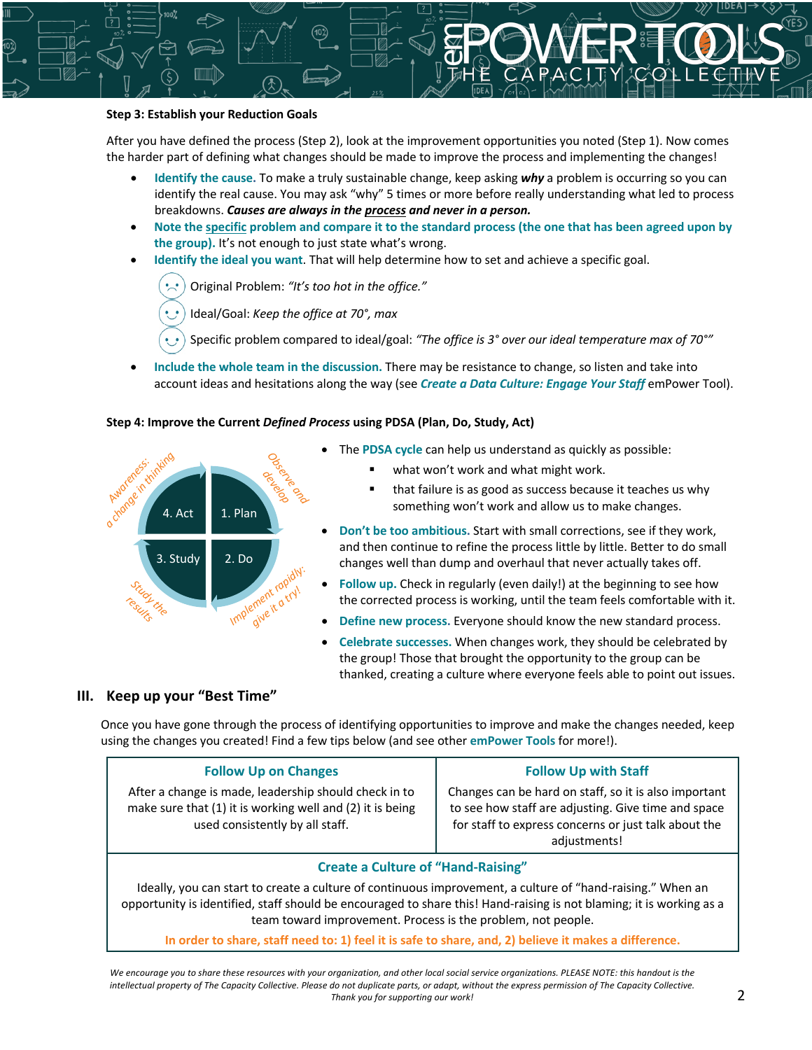**Step 3: Establish your Reduction Goals**

After you have defined the process (Step 2), look at the improvement opportunities you noted (Step 1). Now comes the harder part of defining what changes should be made to improve the process and implementing the changes!

- **Identify the cause.** To make a truly sustainable change, keep asking ***why*** a problem is occurring so you can identify the real cause. You may ask "why" 5 times or more before really understanding what led to process breakdowns. ***Causes are always in the process and never in a person.***
- **Note the specific problem and compare it to the standard process (the one that has been agreed upon by the group).** It's not enough to just state what's wrong.
- **Identify the ideal you want.** That will help determine how to set and achieve a specific goal.
  - Original Problem: *"It's too hot in the office."*
  - Ideal/Goal: *Keep the office at 70°, max*
  - Specific problem compared to ideal/goal: *"The office is 3° over our ideal temperature max of 70°"*
- **Include the whole team in the discussion.** There may be resistance to change, so listen and take into account ideas and hesitations along the way (see ***Create a Data Culture: Engage Your Staff*** emPower Tool).

**Step 4: Improve the Current *Defined Process* using PDSA (Plan, Do, Study, Act)**

1. Plan — Observe and develop
2. Do — Implement rapidly; give it a try!
3. Study — Study the results
4. Act — Awareness: a change in thinking

- The **PDSA cycle** can help us understand as quickly as possible:
  - what won't work and what might work.
  - that failure is as good as success because it teaches us why something won't work and allow us to make changes.
- **Don't be too ambitious.** Start with small corrections, see if they work, and then continue to refine the process little by little. Better to do small changes well than dump and overhaul that never actually takes off.
- **Follow up.** Check in regularly (even daily!) at the beginning to see how the corrected process is working, until the team feels comfortable with it.
- **Define new process.** Everyone should know the new standard process.
- **Celebrate successes.** When changes work, they should be celebrated by the group! Those that brought the opportunity to the group can be thanked, creating a culture where everyone feels able to point out issues.

## III. Keep up your "Best Time"

Once you have gone through the process of identifying opportunities to improve and make the changes needed, keep using the changes you created! Find a few tips below (and see other **emPower Tools** for more!).

| Follow Up on Changes | Follow Up with Staff |
|---|---|
| After a change is made, leadership should check in to make sure that (1) it is working well and (2) it is being used consistently by all staff. | Changes can be hard on staff, so it is also important to see how staff are adjusting. Give time and space for staff to express concerns or just talk about the adjustments! |

**Create a Culture of "Hand-Raising"**

Ideally, you can start to create a culture of continuous improvement, a culture of "hand-raising." When an opportunity is identified, staff should be encouraged to share this! Hand-raising is not blaming; it is working as a team toward improvement. Process is the problem, not people.

**In order to share, staff need to: 1) feel it is safe to share, and, 2) believe it makes a difference.**

*We encourage you to share these resources with your organization, and other local social service organizations. PLEASE NOTE: this handout is the intellectual property of The Capacity Collective. Please do not duplicate parts, or adapt, without the express permission of The Capacity Collective. Thank you for supporting our work!*